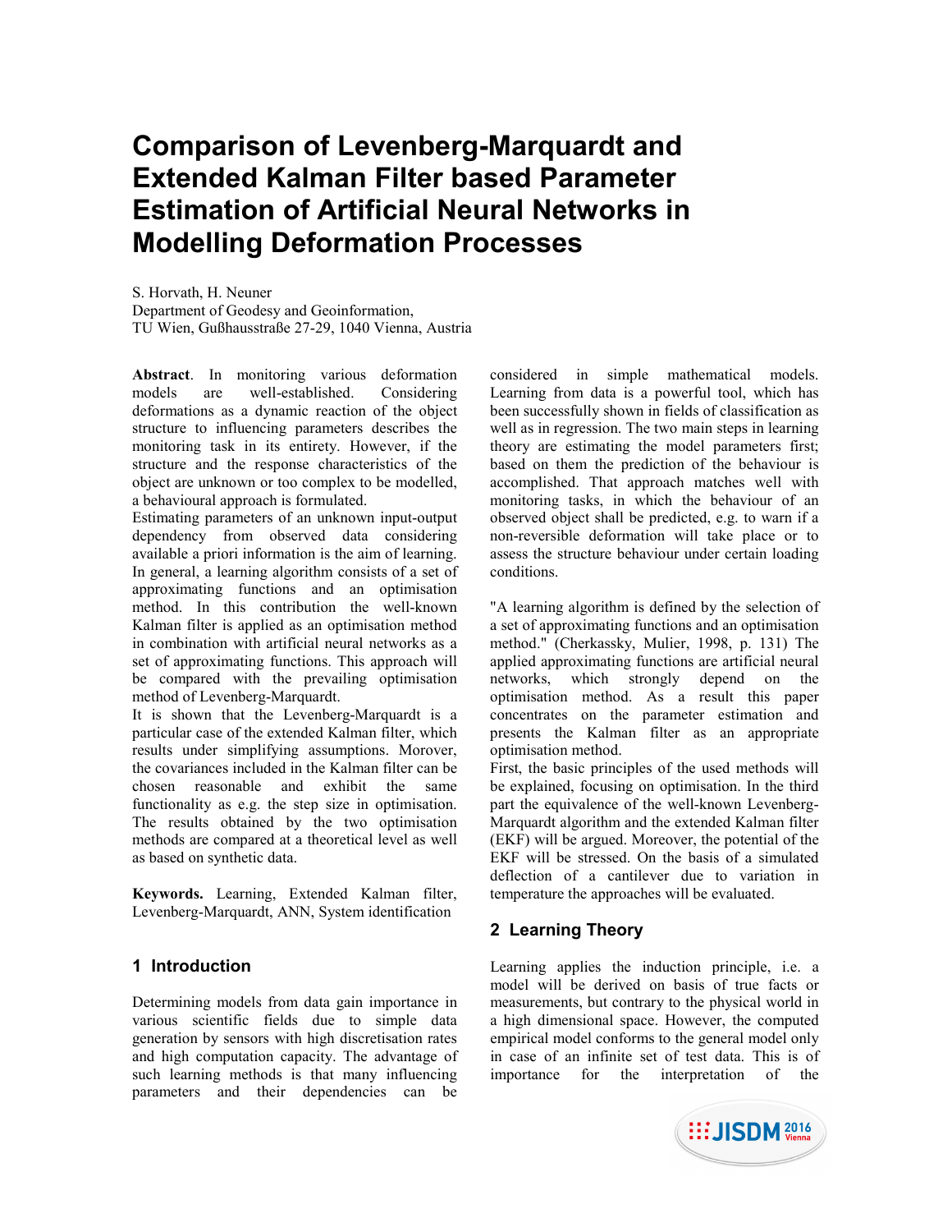# Comparison of Levenberg-Marquardt and Extended Kalman Filter based Parameter Estimation of Artificial Neural Networks in Modelling Deformation Processes

S. Horvath, H. Neuner
Department of Geodesy and Geoinformation,
TU Wien, Gußhausstraße 27-29, 1040 Vienna, Austria

**Abstract**. In monitoring various deformation models are well-established. Considering deformations as a dynamic reaction of the object structure to influencing parameters describes the monitoring task in its entirety. However, if the structure and the response characteristics of the object are unknown or too complex to be modelled, a behavioural approach is formulated.
Estimating parameters of an unknown input-output dependency from observed data considering available a priori information is the aim of learning. In general, a learning algorithm consists of a set of approximating functions and an optimisation method. In this contribution the well-known Kalman filter is applied as an optimisation method in combination with artificial neural networks as a set of approximating functions. This approach will be compared with the prevailing optimisation method of Levenberg-Marquardt.
It is shown that the Levenberg-Marquardt is a particular case of the extended Kalman filter, which results under simplifying assumptions. Morover, the covariances included in the Kalman filter can be chosen reasonable and exhibit the same functionality as e.g. the step size in optimisation. The results obtained by the two optimisation methods are compared at a theoretical level as well as based on synthetic data.

**Keywords.** Learning, Extended Kalman filter, Levenberg-Marquardt, ANN, System identification

## 1 Introduction

Determining models from data gain importance in various scientific fields due to simple data generation by sensors with high discretisation rates and high computation capacity. The advantage of such learning methods is that many influencing parameters and their dependencies can be considered in simple mathematical models. Learning from data is a powerful tool, which has been successfully shown in fields of classification as well as in regression. The two main steps in learning theory are estimating the model parameters first; based on them the prediction of the behaviour is accomplished. That approach matches well with monitoring tasks, in which the behaviour of an observed object shall be predicted, e.g. to warn if a non-reversible deformation will take place or to assess the structure behaviour under certain loading conditions.

"A learning algorithm is defined by the selection of a set of approximating functions and an optimisation method." (Cherkassky, Mulier, 1998, p. 131) The applied approximating functions are artificial neural networks, which strongly depend on the optimisation method. As a result this paper concentrates on the parameter estimation and presents the Kalman filter as an appropriate optimisation method.
First, the basic principles of the used methods will be explained, focusing on optimisation. In the third part the equivalence of the well-known Levenberg-Marquardt algorithm and the extended Kalman filter (EKF) will be argued. Moreover, the potential of the EKF will be stressed. On the basis of a simulated deflection of a cantilever due to variation in temperature the approaches will be evaluated.

## 2 Learning Theory

Learning applies the induction principle, i.e. a model will be derived on basis of true facts or measurements, but contrary to the physical world in a high dimensional space. However, the computed empirical model conforms to the general model only in case of an infinite set of test data. This is of importance for the interpretation of the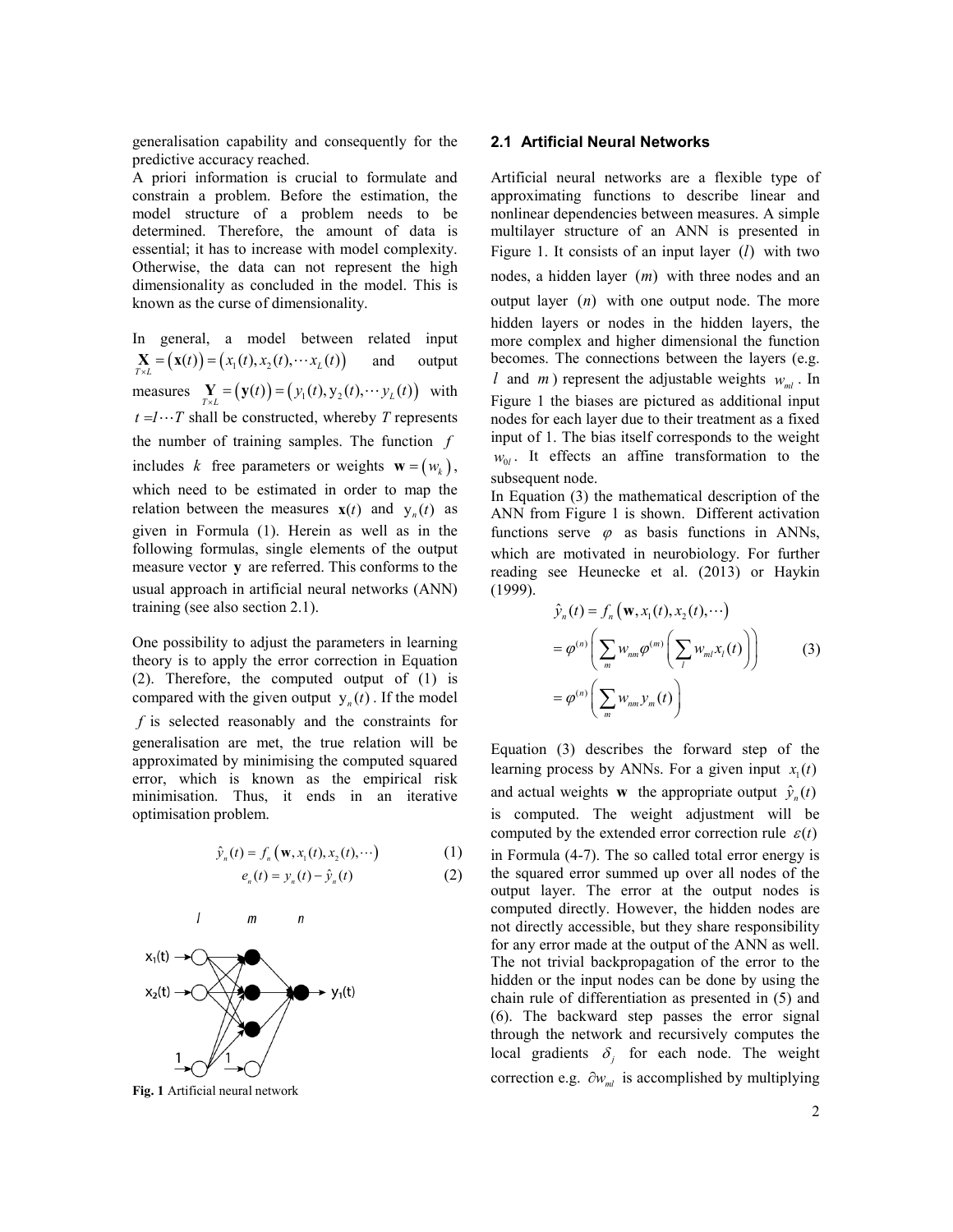generalisation capability and consequently for the predictive accuracy reached.
A priori information is crucial to formulate and constrain a problem. Before the estimation, the model structure of a problem needs to be determined. Therefore, the amount of data is essential; it has to increase with model complexity. Otherwise, the data can not represent the high dimensionality as concluded in the model. This is known as the curse of dimensionality.

In general, a model between related input $\underset{T\times L}{\mathbf{X}} = \left(\mathbf{x}(t)\right) = \left(x_1(t), x_2(t), \cdots x_L(t)\right)$ and output measures $\underset{T\times L}{\mathbf{Y}} = \left(\mathbf{y}(t)\right) = \left(y_1(t), \mathrm{y}_2(t), \cdots y_L(t)\right)$ with $t = l \cdots T$ shall be constructed, whereby $T$ represents the number of training samples. The function $f$ includes $k$ free parameters or weights $\mathbf{w} = \left(w_k\right)$, which need to be estimated in order to map the relation between the measures $\mathbf{x}(t)$ and $\mathrm{y}_n(t)$ as given in Formula (1). Herein as well as in the following formulas, single elements of the output measure vector $\mathbf{y}$ are referred. This conforms to the usual approach in artificial neural networks (ANN) training (see also section 2.1).

One possibility to adjust the parameters in learning theory is to apply the error correction in Equation (2). Therefore, the computed output of (1) is compared with the given output $\mathrm{y}_n(t)$. If the model $f$ is selected reasonably and the constraints for generalisation are met, the true relation will be approximated by minimising the computed squared error, which is known as the empirical risk minimisation. Thus, it ends in an iterative optimisation problem.

$$\hat{y}_n(t) = f_n\left(\mathbf{w}, x_1(t), x_2(t), \cdots\right) \tag{1}$$

$$e_n(t) = y_n(t) - \hat{y}_n(t) \tag{2}$$

l m n

x1(t)

x2(t)

y1(t)

1 1

**Fig. 1** Artificial neural network

## 2.1 Artificial Neural Networks

Artificial neural networks are a flexible type of approximating functions to describe linear and nonlinear dependencies between measures. A simple multilayer structure of an ANN is presented in Figure 1. It consists of an input layer $(l)$ with two nodes, a hidden layer $(m)$ with three nodes and an output layer $(n)$ with one output node. The more hidden layers or nodes in the hidden layers, the more complex and higher dimensional the function becomes. The connections between the layers (e.g. $l$ and $m$) represent the adjustable weights $w_{ml}$. In Figure 1 the biases are pictured as additional input nodes for each layer due to their treatment as a fixed input of 1. The bias itself corresponds to the weight $w_{0l}$. It effects an affine transformation to the subsequent node.
In Equation (3) the mathematical description of the ANN from Figure 1 is shown. Different activation functions serve $\varphi$ as basis functions in ANNs, which are motivated in neurobiology. For further reading see Heunecke et al. (2013) or Haykin (1999).

$$\begin{aligned}
\hat{y}_n(t) &= f_n\left(\mathbf{w}, x_1(t), x_2(t), \cdots\right) \\
&= \varphi^{(n)}\left(\sum_m w_{nm}\varphi^{(m)}\left(\sum_l w_{ml}x_l(t)\right)\right) \\
&= \varphi^{(n)}\left(\sum_m w_{nm}y_m(t)\right)
\end{aligned} \tag{3}$$

Equation (3) describes the forward step of the learning process by ANNs. For a given input $x_1(t)$ and actual weights $\mathbf{w}$ the appropriate output $\hat{y}_n(t)$ is computed. The weight adjustment will be computed by the extended error correction rule $\varepsilon(t)$ in Formula (4-7). The so called total error energy is the squared error summed up over all nodes of the output layer. The error at the output nodes is computed directly. However, the hidden nodes are not directly accessible, but they share responsibility for any error made at the output of the ANN as well. The not trivial backpropagation of the error to the hidden or the input nodes can be done by using the chain rule of differentiation as presented in (5) and (6). The backward step passes the error signal through the network and recursively computes the local gradients $\delta_j$ for each node. The weight correction e.g. $\partial w_{ml}$ is accomplished by multiplying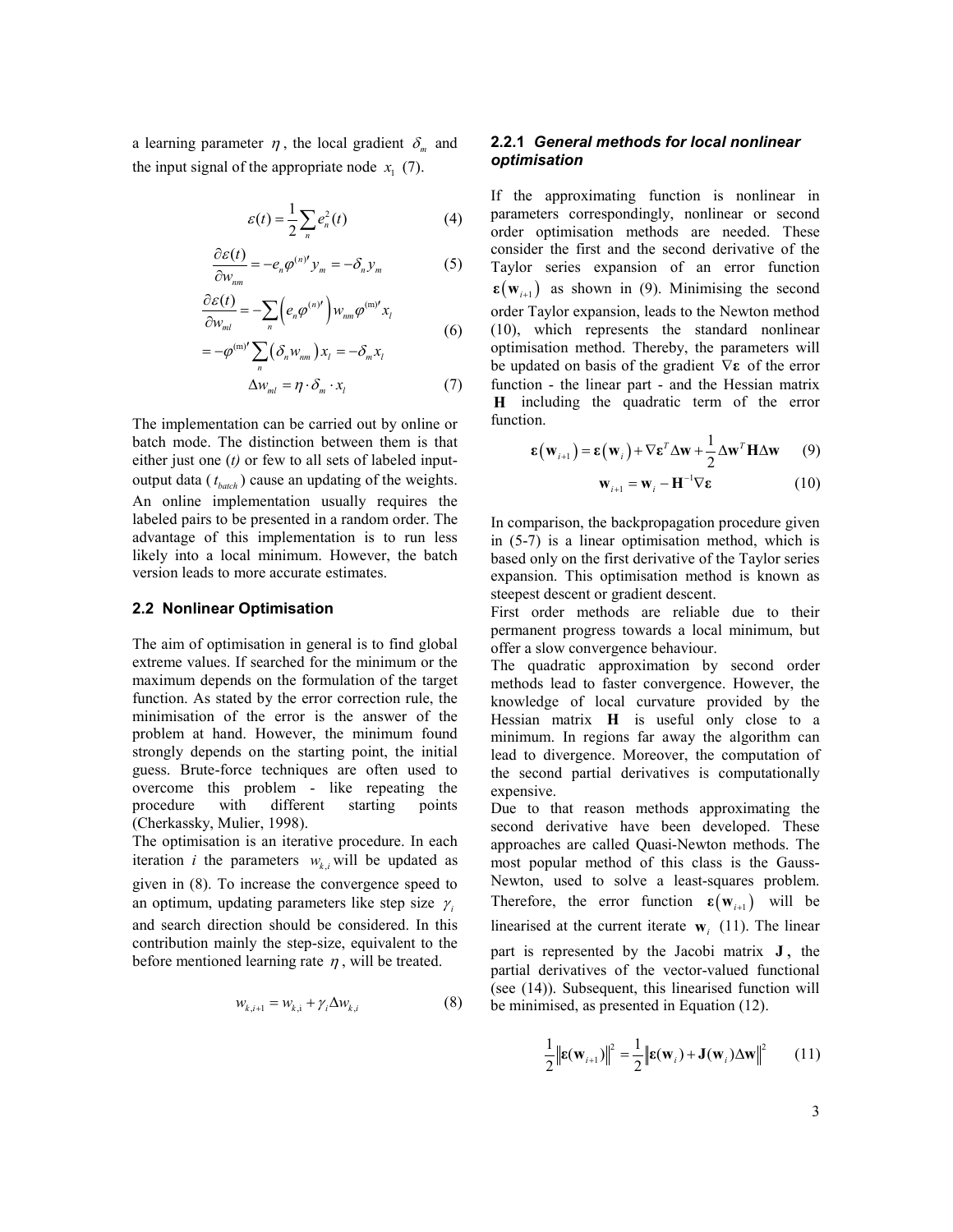a learning parameter $\eta$, the local gradient $\delta_m$ and the input signal of the appropriate node $x_1$ (7).

$$\varepsilon(t) = \frac{1}{2}\sum_n e_n^2(t) \tag{4}$$

$$\frac{\partial \varepsilon(t)}{\partial w_{nm}} = -e_n \varphi^{(n)\prime} y_m = -\delta_n y_m \tag{5}$$

$$\begin{aligned}\frac{\partial \varepsilon(t)}{\partial w_{ml}} &= -\sum_n \left(e_n \varphi^{(n)\prime}\right) w_{nm} \varphi^{(\mathrm{m})\prime} x_l \\ &= -\varphi^{(\mathrm{m})\prime} \sum_n \left(\delta_n w_{nm}\right) x_l = -\delta_m x_l\end{aligned} \tag{6}$$

$$\Delta w_{ml} = \eta \cdot \delta_m \cdot x_l \tag{7}$$

The implementation can be carried out by online or batch mode. The distinction between them is that either just one *(t)* or few to all sets of labeled input-output data ($t_{batch}$) cause an updating of the weights. An online implementation usually requires the labeled pairs to be presented in a random order. The advantage of this implementation is to run less likely into a local minimum. However, the batch version leads to more accurate estimates.

### 2.2 Nonlinear Optimisation

The aim of optimisation in general is to find global extreme values. If searched for the minimum or the maximum depends on the formulation of the target function. As stated by the error correction rule, the minimisation of the error is the answer of the problem at hand. However, the minimum found strongly depends on the starting point, the initial guess. Brute-force techniques are often used to overcome this problem - like repeating the procedure with different starting points (Cherkassky, Mulier, 1998).

The optimisation is an iterative procedure. In each iteration *i* the parameters $w_{k,i}$ will be updated as given in (8). To increase the convergence speed to an optimum, updating parameters like step size $\gamma_i$ and search direction should be considered. In this contribution mainly the step-size, equivalent to the before mentioned learning rate $\eta$, will be treated.

$$w_{k,i+1} = w_{k,\mathrm{i}} + \gamma_i \Delta w_{k,i} \tag{8}$$

#### 2.2.1 *General methods for local nonlinear optimisation*

If the approximating function is nonlinear in parameters correspondingly, nonlinear or second order optimisation methods are needed. These consider the first and the second derivative of the Taylor series expansion of an error function $\boldsymbol{\varepsilon}(\mathbf{w}_{i+1})$ as shown in (9). Minimising the second order Taylor expansion, leads to the Newton method (10), which represents the standard nonlinear optimisation method. Thereby, the parameters will be updated on basis of the gradient $\nabla\boldsymbol{\varepsilon}$ of the error function - the linear part - and the Hessian matrix $\mathbf{H}$ including the quadratic term of the error function.

$$\boldsymbol{\varepsilon}(\mathbf{w}_{i+1}) = \boldsymbol{\varepsilon}(\mathbf{w}_i) + \nabla\boldsymbol{\varepsilon}^T \Delta\mathbf{w} + \frac{1}{2}\Delta\mathbf{w}^T \mathbf{H} \Delta\mathbf{w} \tag{9}$$

$$\mathbf{w}_{i+1} = \mathbf{w}_i - \mathbf{H}^{-1}\nabla\boldsymbol{\varepsilon} \tag{10}$$

In comparison, the backpropagation procedure given in (5-7) is a linear optimisation method, which is based only on the first derivative of the Taylor series expansion. This optimisation method is known as steepest descent or gradient descent.

First order methods are reliable due to their permanent progress towards a local minimum, but offer a slow convergence behaviour.

The quadratic approximation by second order methods lead to faster convergence. However, the knowledge of local curvature provided by the Hessian matrix $\mathbf{H}$ is useful only close to a minimum. In regions far away the algorithm can lead to divergence. Moreover, the computation of the second partial derivatives is computationally expensive.

Due to that reason methods approximating the second derivative have been developed. These approaches are called Quasi-Newton methods. The most popular method of this class is the Gauss-Newton, used to solve a least-squares problem. Therefore, the error function $\boldsymbol{\varepsilon}(\mathbf{w}_{i+1})$ will be linearised at the current iterate $\mathbf{w}_i$ (11). The linear part is represented by the Jacobi matrix $\mathbf{J}$, the partial derivatives of the vector-valued functional (see (14)). Subsequent, this linearised function will be minimised, as presented in Equation (12).

$$\frac{1}{2}\left\|\boldsymbol{\varepsilon}(\mathbf{w}_{i+1})\right\|^2 = \frac{1}{2}\left\|\boldsymbol{\varepsilon}(\mathbf{w}_i) + \mathbf{J}(\mathbf{w}_i)\Delta\mathbf{w}\right\|^2 \tag{11}$$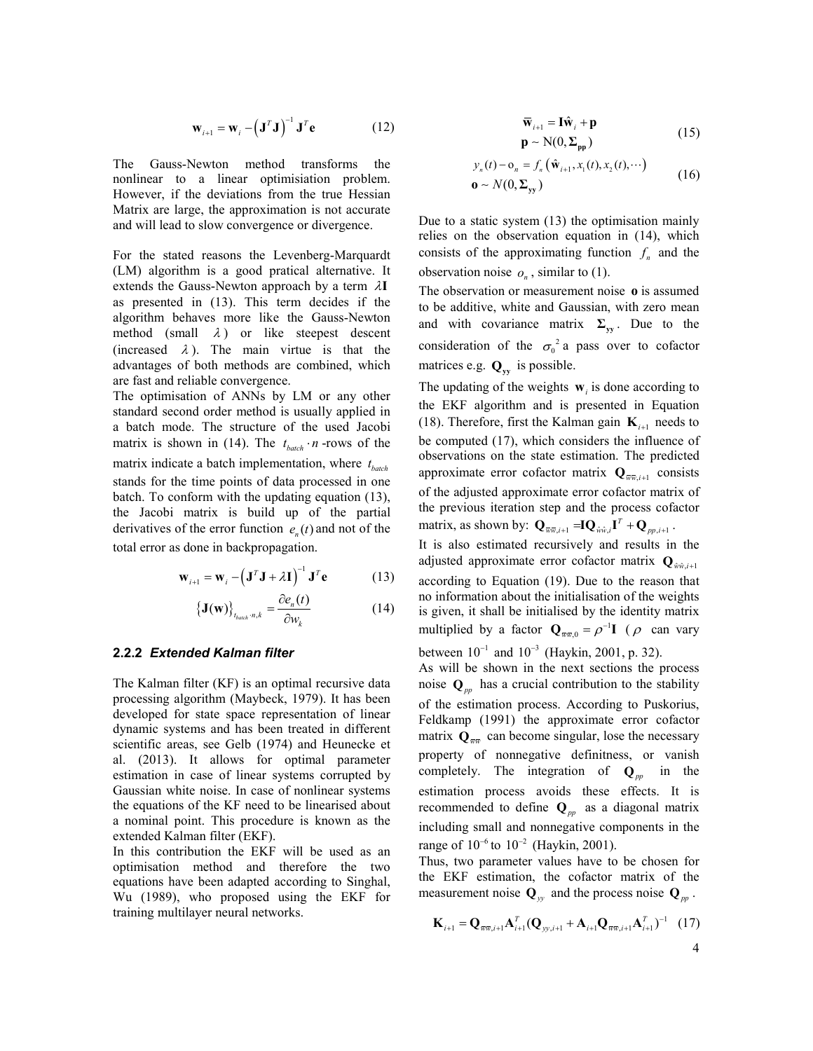$$\mathbf{w}_{i+1} = \mathbf{w}_i - \left(\mathbf{J}^T\mathbf{J}\right)^{-1}\mathbf{J}^T\mathbf{e} \tag{12}$$

The Gauss-Newton method transforms the nonlinear to a linear optimisiation problem. However, if the deviations from the true Hessian Matrix are large, the approximation is not accurate and will lead to slow convergence or divergence.

For the stated reasons the Levenberg-Marquardt (LM) algorithm is a good pratical alternative. It extends the Gauss-Newton approach by a term $\lambda\mathbf{I}$ as presented in (13). This term decides if the algorithm behaves more like the Gauss-Newton method (small $\lambda$) or like steepest descent (increased $\lambda$). The main virtue is that the advantages of both methods are combined, which are fast and reliable convergence.

The optimisation of ANNs by LM or any other standard second order method is usually applied in a batch mode. The structure of the used Jacobi matrix is shown in (14). The $t_{batch} \cdot n$-rows of the matrix indicate a batch implementation, where $t_{batch}$ stands for the time points of data processed in one batch. To conform with the updating equation (13), the Jacobi matrix is build up of the partial derivatives of the error function $e_n(t)$ and not of the total error as done in backpropagation.

$$\mathbf{w}_{i+1} = \mathbf{w}_i - \left(\mathbf{J}^T\mathbf{J} + \lambda\mathbf{I}\right)^{-1}\mathbf{J}^T\mathbf{e} \tag{13}$$

$$\left\{\mathbf{J}(\mathbf{w})\right\}_{t_{batch}\cdot n,k} = \frac{\partial e_n(t)}{\partial w_k} \tag{14}$$

### 2.2.2 *Extended Kalman filter*

The Kalman filter (KF) is an optimal recursive data processing algorithm (Maybeck, 1979). It has been developed for state space representation of linear dynamic systems and has been treated in different scientific areas, see Gelb (1974) and Heunecke et al. (2013). It allows for optimal parameter estimation in case of linear systems corrupted by Gaussian white noise. In case of nonlinear systems the equations of the KF need to be linearised about a nominal point. This procedure is known as the extended Kalman filter (EKF).

In this contribution the EKF will be used as an optimisation method and therefore the two equations have been adapted according to Singhal, Wu (1989), who proposed using the EKF for training multilayer neural networks.

$$\begin{aligned} \overline{\mathbf{w}}_{i+1} &= \mathbf{I}\hat{\mathbf{w}}_i + \mathbf{p} \\ \mathbf{p} &\sim \mathrm{N}(0, \mathbf{\Sigma_{pp}}) \end{aligned} \tag{15}$$

$$\begin{aligned} y_n(t) - \mathrm{o}_n &= f_n\left(\hat{\mathbf{w}}_{i+1}, x_1(t), x_2(t), \cdots\right) \\ \mathbf{o} &\sim N(0, \mathbf{\Sigma_{yy}}) \end{aligned} \tag{16}$$

Due to a static system (13) the optimisation mainly relies on the observation equation in (14), which consists of the approximating function $f_n$ and the observation noise $o_n$, similar to (1).

The observation or measurement noise $\mathbf{o}$ is assumed to be additive, white and Gaussian, with zero mean and with covariance matrix $\mathbf{\Sigma_{yy}}$. Due to the consideration of the $\sigma_0{}^2$ a pass over to cofactor matrices e.g. $\mathbf{Q_{yy}}$ is possible.

The updating of the weights $\mathbf{w}_i$ is done according to the EKF algorithm and is presented in Equation (18). Therefore, first the Kalman gain $\mathbf{K}_{i+1}$ needs to be computed (17), which considers the influence of observations on the state estimation. The predicted approximate error cofactor matrix $\mathbf{Q}_{\overline{w}\overline{w},i+1}$ consists of the adjusted approximate error cofactor matrix of the previous iteration step and the process cofactor matrix, as shown by: $\mathbf{Q}_{\overline{w}\overline{w},i+1} = \mathbf{I}\mathbf{Q}_{\hat{w}\hat{w},i}\mathbf{I}^T + \mathbf{Q}_{pp,i+1}$.

It is also estimated recursively and results in the adjusted approximate error cofactor matrix $\mathbf{Q}_{\hat{w}\hat{w},i+1}$ according to Equation (19). Due to the reason that no information about the initialisation of the weights is given, it shall be initialised by the identity matrix multiplied by a factor $\mathbf{Q}_{\overline{w}\overline{w},0} = \rho^{-1}\mathbf{I}$ ($\rho$ can vary between $10^{-1}$ and $10^{-3}$ (Haykin, 2001, p. 32).

As will be shown in the next sections the process noise $\mathbf{Q}_{pp}$ has a crucial contribution to the stability of the estimation process. According to Puskorius, Feldkamp (1991) the approximate error cofactor matrix $\mathbf{Q}_{\overline{w}\overline{w}}$ can become singular, lose the necessary property of nonnegative definitness, or vanish completely. The integration of $\mathbf{Q}_{pp}$ in the estimation process avoids these effects. It is recommended to define $\mathbf{Q}_{pp}$ as a diagonal matrix including small and nonnegative components in the range of $10^{-6}$ to $10^{-2}$ (Haykin, 2001).

Thus, two parameter values have to be chosen for the EKF estimation, the cofactor matrix of the measurement noise $\mathbf{Q}_{yy}$ and the process noise $\mathbf{Q}_{pp}$.

$$\mathbf{K}_{i+1} = \mathbf{Q}_{\overline{w}\overline{w},i+1}\mathbf{A}_{i+1}^T(\mathbf{Q}_{yy,i+1} + \mathbf{A}_{i+1}\mathbf{Q}_{\overline{w}\overline{w},i+1}\mathbf{A}_{i+1}^T)^{-1} \tag{17}$$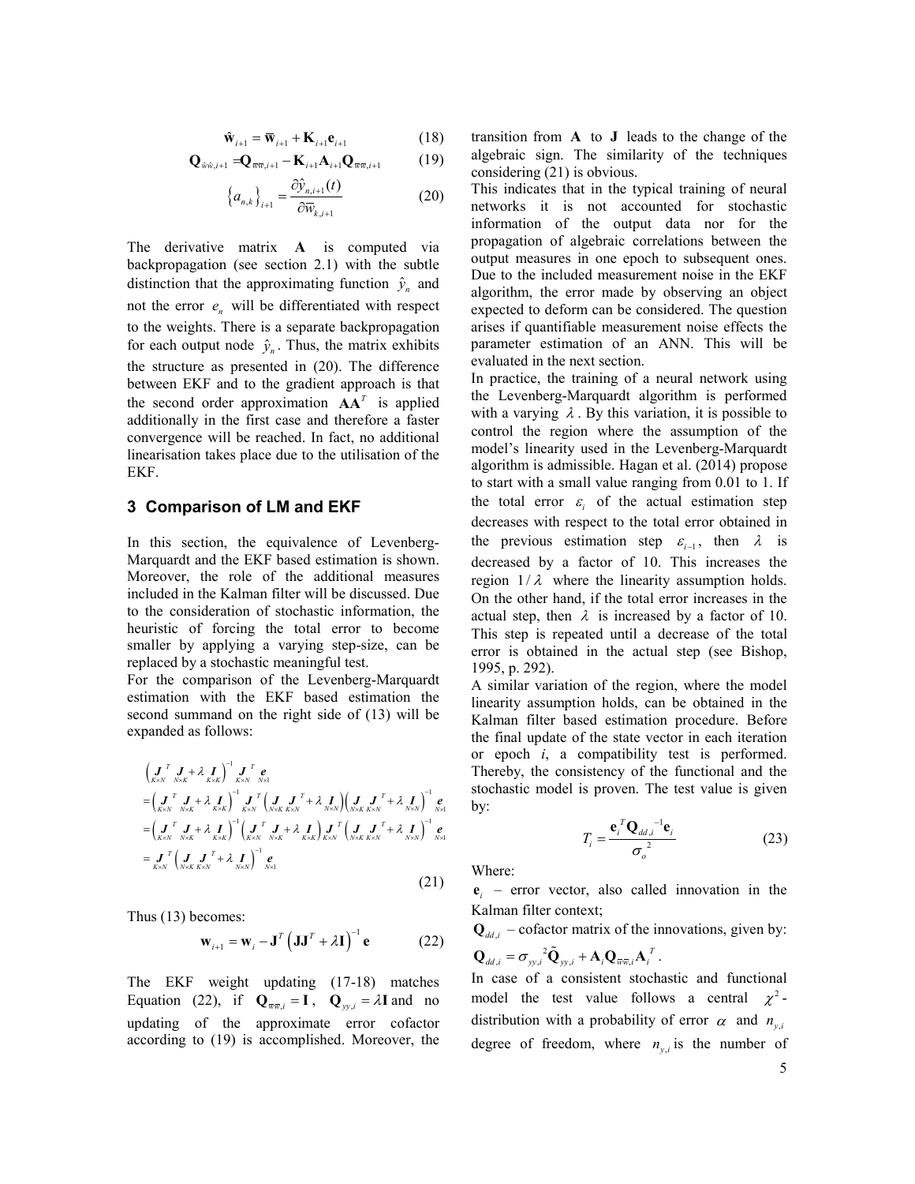$$\hat{\mathbf{w}}_{i+1} = \overline{\mathbf{w}}_{i+1} + \mathbf{K}_{i+1}\mathbf{e}_{i+1} \tag{18}$$

$$\mathbf{Q}_{\hat{w}\hat{w},i+1} = \mathbf{Q}_{\overline{w}\overline{w},i+1} - \mathbf{K}_{i+1}\mathbf{A}_{i+1}\mathbf{Q}_{\overline{w}\overline{w},i+1} \tag{19}$$

$$\left\{a_{n,k}\right\}_{i+1} = \frac{\partial \hat{y}_{n,i+1}(t)}{\partial \overline{w}_{k,i+1}} \tag{20}$$

The derivative matrix $\mathbf{A}$ is computed via backpropagation (see section 2.1) with the subtle distinction that the approximating function $\hat{y}_n$ and not the error $e_n$ will be differentiated with respect to the weights. There is a separate backpropagation for each output node $\hat{y}_n$. Thus, the matrix exhibits the structure as presented in (20). The difference between EKF and to the gradient approach is that the second order approximation $\mathbf{A}\mathbf{A}^T$ is applied additionally in the first case and therefore a faster convergence will be reached. In fact, no additional linearisation takes place due to the utilisation of the EKF.

## 3 Comparison of LM and EKF

In this section, the equivalence of Levenberg-Marquardt and the EKF based estimation is shown. Moreover, the role of the additional measures included in the Kalman filter will be discussed. Due to the consideration of stochastic information, the heuristic of forcing the total error to become smaller by applying a varying step-size, can be replaced by a stochastic meaningful test.

For the comparison of the Levenberg-Marquardt estimation with the EKF based estimation the second summand on the right side of (13) will be expanded as follows:

$$\begin{aligned}
&\left(\underset{K\times N}{\boldsymbol{J}^T}\underset{N\times K}{\boldsymbol{J}} + \lambda \underset{K\times K}{\boldsymbol{I}}\right)^{-1}\underset{K\times N}{\boldsymbol{J}^T}\underset{N\times 1}{\boldsymbol{e}} \\
&= \left(\underset{K\times N}{\boldsymbol{J}^T}\underset{N\times K}{\boldsymbol{J}} + \lambda \underset{K\times K}{\boldsymbol{I}}\right)^{-1}\underset{K\times N}{\boldsymbol{J}^T}\left(\underset{N\times K}{\boldsymbol{J}}\underset{K\times N}{\boldsymbol{J}^T} + \lambda \underset{N\times N}{\boldsymbol{I}}\right)\left(\underset{N\times K}{\boldsymbol{J}}\underset{K\times N}{\boldsymbol{J}^T} + \lambda \underset{N\times N}{\boldsymbol{I}}\right)^{-1}\underset{N\times 1}{\boldsymbol{e}} \\
&= \left(\underset{K\times N}{\boldsymbol{J}^T}\underset{N\times K}{\boldsymbol{J}} + \lambda \underset{K\times K}{\boldsymbol{I}}\right)^{-1}\left(\underset{K\times N}{\boldsymbol{J}^T}\underset{N\times K}{\boldsymbol{J}} + \lambda \underset{K\times K}{\boldsymbol{I}}\right)\underset{K\times N}{\boldsymbol{J}^T}\left(\underset{N\times K}{\boldsymbol{J}}\underset{K\times N}{\boldsymbol{J}^T} + \lambda \underset{N\times N}{\boldsymbol{I}}\right)^{-1}\underset{N\times 1}{\boldsymbol{e}} \\
&= \underset{K\times N}{\boldsymbol{J}^T}\left(\underset{N\times K}{\boldsymbol{J}}\underset{K\times N}{\boldsymbol{J}^T} + \lambda \underset{N\times N}{\boldsymbol{I}}\right)^{-1}\underset{N\times 1}{\boldsymbol{e}}
\end{aligned} \tag{21}$$

Thus (13) becomes:

$$\mathbf{w}_{i+1} = \mathbf{w}_i - \mathbf{J}^T\left(\mathbf{J}\mathbf{J}^T + \lambda\mathbf{I}\right)^{-1}\mathbf{e} \tag{22}$$

The EKF weight updating (17-18) matches Equation (22), if $\mathbf{Q}_{\overline{w}\overline{w},i} = \mathbf{I}$, $\mathbf{Q}_{yy,i} = \lambda\mathbf{I}$ and no updating of the approximate error cofactor according to (19) is accomplished. Moreover, the transition from $\mathbf{A}$ to $\mathbf{J}$ leads to the change of the algebraic sign. The similarity of the techniques considering (21) is obvious.

This indicates that in the typical training of neural networks it is not accounted for stochastic information of the output data nor for the propagation of algebraic correlations between the output measures in one epoch to subsequent ones. Due to the included measurement noise in the EKF algorithm, the error made by observing an object expected to deform can be considered. The question arises if quantifiable measurement noise effects the parameter estimation of an ANN. This will be evaluated in the next section.

In practice, the training of a neural network using the Levenberg-Marquardt algorithm is performed with a varying $\lambda$. By this variation, it is possible to control the region where the assumption of the model's linearity used in the Levenberg-Marquardt algorithm is admissible. Hagan et al. (2014) propose to start with a small value ranging from 0.01 to 1. If the total error $\varepsilon_i$ of the actual estimation step decreases with respect to the total error obtained in the previous estimation step $\varepsilon_{i-1}$, then $\lambda$ is decreased by a factor of 10. This increases the region $1/\lambda$ where the linearity assumption holds. On the other hand, if the total error increases in the actual step, then $\lambda$ is increased by a factor of 10. This step is repeated until a decrease of the total error is obtained in the actual step (see Bishop, 1995, p. 292).

A similar variation of the region, where the model linearity assumption holds, can be obtained in the Kalman filter based estimation procedure. Before the final update of the state vector in each iteration or epoch $i$, a compatibility test is performed. Thereby, the consistency of the functional and the stochastic model is proven. The test value is given by:

$$T_i = \frac{\mathbf{e}_i^T \mathbf{Q}_{dd,i}^{-1}\mathbf{e}_i}{\sigma_o^2} \tag{23}$$

Where:

$\mathbf{e}_i$ – error vector, also called innovation in the Kalman filter context;

$\mathbf{Q}_{dd,i}$ – cofactor matrix of the innovations, given by: $\mathbf{Q}_{dd,i} = \sigma_{yy,i}^2\tilde{\mathbf{Q}}_{yy,i} + \mathbf{A}_i\mathbf{Q}_{\overline{w}\overline{w},i}\mathbf{A}_i^T$.

In case of a consistent stochastic and functional model the test value follows a central $\chi^2$-distribution with a probability of error $\alpha$ and $n_{y,i}$ degree of freedom, where $n_{y,i}$ is the number of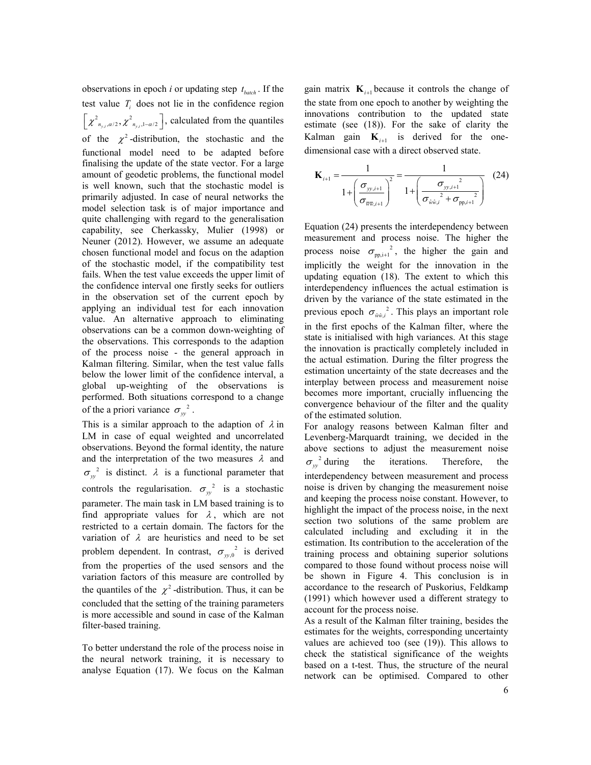observations in epoch *i* or updating step $t_{batch}$. If the test value $T_i$ does not lie in the confidence region $\left[\chi^2_{n_{y,i},\alpha/2}, \chi^2_{n_{y,i},1-\alpha/2}\right]$, calculated from the quantiles of the $\chi^2$-distribution, the stochastic and the functional model need to be adapted before finalising the update of the state vector. For a large amount of geodetic problems, the functional model is well known, such that the stochastic model is primarily adjusted. In case of neural networks the model selection task is of major importance and quite challenging with regard to the generalisation capability, see Cherkassky, Mulier (1998) or Neuner (2012). However, we assume an adequate chosen functional model and focus on the adaption of the stochastic model, if the compatibility test fails. When the test value exceeds the upper limit of the confidence interval one firstly seeks for outliers in the observation set of the current epoch by applying an individual test for each innovation value. An alternative approach to eliminating observations can be a common down-weighting of the observations. This corresponds to the adaption of the process noise - the general approach in Kalman filtering. Similar, when the test value falls below the lower limit of the confidence interval, a global up-weighting of the observations is performed. Both situations correspond to a change of the a priori variance $\sigma_{yy}^2$.

This is a similar approach to the adaption of $\lambda$ in LM in case of equal weighted and uncorrelated observations. Beyond the formal identity, the nature and the interpretation of the two measures $\lambda$ and $\sigma_{yy}^2$ is distinct. $\lambda$ is a functional parameter that controls the regularisation. $\sigma_{yy}^2$ is a stochastic parameter. The main task in LM based training is to find appropriate values for $\lambda$, which are not restricted to a certain domain. The factors for the variation of $\lambda$ are heuristics and need to be set problem dependent. In contrast, $\sigma_{yy,0}^2$ is derived from the properties of the used sensors and the variation factors of this measure are controlled by the quantiles of the $\chi^2$-distribution. Thus, it can be concluded that the setting of the training parameters is more accessible and sound in case of the Kalman filter-based training.

To better understand the role of the process noise in the neural network training, it is necessary to analyse Equation (17). We focus on the Kalman gain matrix $\mathbf{K}_{i+1}$ because it controls the change of the state from one epoch to another by weighting the innovations contribution to the updated state estimate (see (18)). For the sake of clarity the Kalman gain $\mathbf{K}_{i+1}$ is derived for the one-dimensional case with a direct observed state.

$$\mathbf{K}_{i+1} = \frac{1}{1+\left(\dfrac{\sigma_{yy,i+1}}{\sigma_{\overline{ww},i+1}}\right)^2} = \frac{1}{1+\left(\dfrac{\sigma_{yy,i+1}{}^2}{\sigma_{\hat{w}\hat{w},i}{}^2+\sigma_{\mathrm{pp},i+1}{}^2}\right)} \quad (24)$$

Equation (24) presents the interdependency between measurement and process noise. The higher the process noise $\sigma_{\mathrm{pp},i+1}{}^2$, the higher the gain and implicitly the weight for the innovation in the updating equation (18). The extent to which this interdependency influences the actual estimation is driven by the variance of the state estimated in the previous epoch $\sigma_{\hat{w}\hat{w},i}{}^2$. This plays an important role in the first epochs of the Kalman filter, where the state is initialised with high variances. At this stage the innovation is practically completely included in the actual estimation. During the filter progress the estimation uncertainty of the state decreases and the interplay between process and measurement noise becomes more important, crucially influencing the convergence behaviour of the filter and the quality of the estimated solution.

For analogy reasons between Kalman filter and Levenberg-Marquardt training, we decided in the above sections to adjust the measurement noise $\sigma_{yy}^2$ during the iterations. Therefore, the interdependency between measurement and process noise is driven by changing the measurement noise and keeping the process noise constant. However, to highlight the impact of the process noise, in the next section two solutions of the same problem are calculated including and excluding it in the estimation. Its contribution to the acceleration of the training process and obtaining superior solutions compared to those found without process noise will be shown in Figure 4. This conclusion is in accordance to the research of Puskorius, Feldkamp (1991) which however used a different strategy to account for the process noise.

As a result of the Kalman filter training, besides the estimates for the weights, corresponding uncertainty values are achieved too (see (19)). This allows to check the statistical significance of the weights based on a t-test. Thus, the structure of the neural network can be optimised. Compared to other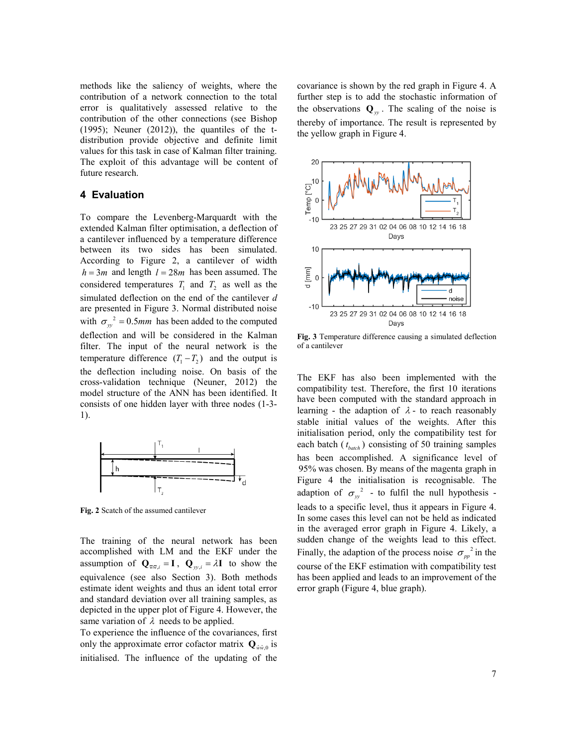methods like the saliency of weights, where the contribution of a network connection to the total error is qualitatively assessed relative to the contribution of the other connections (see Bishop (1995); Neuner (2012)), the quantiles of the t-distribution provide objective and definite limit values for this task in case of Kalman filter training. The exploit of this advantage will be content of future research.

## 4 Evaluation

To compare the Levenberg-Marquardt with the extended Kalman filter optimisation, a deflection of a cantilever influenced by a temperature difference between its two sides has been simulated. According to Figure 2, a cantilever of width $h = 3m$ and length $l = 28m$ has been assumed. The considered temperatures $T_1$ and $T_2$ as well as the simulated deflection on the end of the cantilever $d$ are presented in Figure 3. Normal distributed noise with $\sigma_{yy}^{2} = 0.5mm$ has been added to the computed deflection and will be considered in the Kalman filter. The input of the neural network is the temperature difference $(T_1 - T_2)$ and the output is the deflection including noise. On basis of the cross-validation technique (Neuner, 2012) the model structure of the ANN has been identified. It consists of one hidden layer with three nodes (1-3-1).

T1
l
h
T2
d

**Fig. 2** Scatch of the assumed cantilever

The training of the neural network has been accomplished with LM and the EKF under the assumption of $\mathbf{Q}_{\overline{ww},i} = \mathbf{I}$, $\mathbf{Q}_{yy,i} = \lambda \mathbf{I}$ to show the equivalence (see also Section 3). Both methods estimate ident weights and thus an ident total error and standard deviation over all training samples, as depicted in the upper plot of Figure 4. However, the same variation of $\lambda$ needs to be applied.

To experience the influence of the covariances, first only the approximate error cofactor matrix $\mathbf{Q}_{\hat{w}\hat{w},0}$ is initialised. The influence of the updating of the covariance is shown by the red graph in Figure 4. A further step is to add the stochastic information of the observations $\mathbf{Q}_{yy}$. The scaling of the noise is thereby of importance. The result is represented by the yellow graph in Figure 4.

20
10
0
-10
Temp [°C]
T1
T2
23 25 27 29 31 02 04 06 08 10 12 14 16 18
Days

10
0
-10
d [mm]
d
noise
23 25 27 29 31 02 04 06 08 10 12 14 16 18
Days

**Fig. 3** Temperature difference causing a simulated deflection of a cantilever

The EKF has also been implemented with the compatibility test. Therefore, the first 10 iterations have been computed with the standard approach in learning - the adaption of $\lambda$ - to reach reasonably stable initial values of the weights. After this initialisation period, only the compatibility test for each batch ($t_{batch}$) consisting of 50 training samples has been accomplished. A significance level of 95% was chosen. By means of the magenta graph in Figure 4 the initialisation is recognisable. The adaption of $\sigma_{yy}^{2}$ - to fulfil the null hypothesis - leads to a specific level, thus it appears in Figure 4. In some cases this level can not be held as indicated in the averaged error graph in Figure 4. Likely, a sudden change of the weights lead to this effect. Finally, the adaption of the process noise $\sigma_{pp}^{2}$ in the course of the EKF estimation with compatibility test has been applied and leads to an improvement of the error graph (Figure 4, blue graph).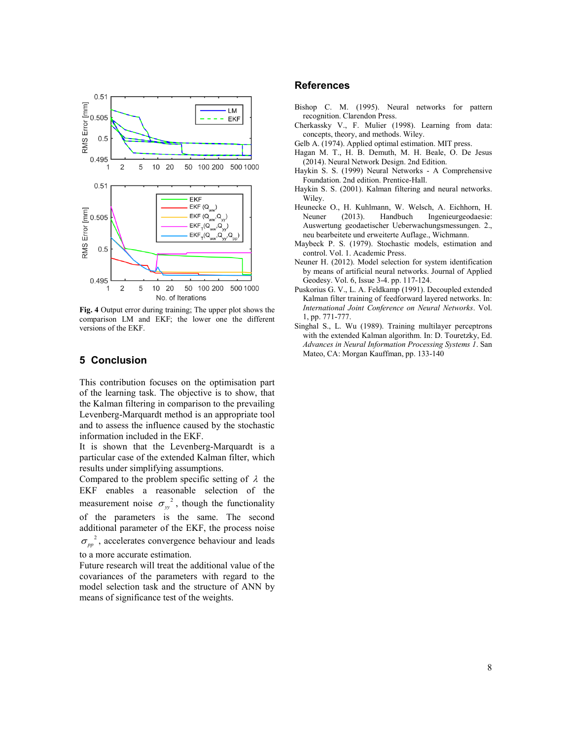0.51
0.505
0.5
0.495
RMS Error [mm]
1 2 5 10 20 50 100 200 500 1000
LM
EKF

0.51
0.505
0.5
0.495
RMS Error [mm]
1 2 5 10 20 50 100 200 500 1000
No. of Iterations
EKF
EKF ($Q_{ww}$)
EKF ($Q_{ww}$,$Q_{yy}$)
EKF$_T$($Q_{ww}$,$Q_{yy}$)
EKF$_T$($Q_{ww}$,$Q_{yy}$,$Q_{pp}$)

**Fig. 4** Output error during training; The upper plot shows the comparison LM and EKF; the lower one the different versions of the EKF.

## 5 Conclusion

This contribution focuses on the optimisation part of the learning task. The objective is to show, that the Kalman filtering in comparison to the prevailing Levenberg-Marquardt method is an appropriate tool and to assess the influence caused by the stochastic information included in the EKF.

It is shown that the Levenberg-Marquardt is a particular case of the extended Kalman filter, which results under simplifying assumptions.

Compared to the problem specific setting of $\lambda$ the EKF enables a reasonable selection of the measurement noise $\sigma_{yy}^2$, though the functionality of the parameters is the same. The second additional parameter of the EKF, the process noise $\sigma_{pp}^2$, accelerates convergence behaviour and leads to a more accurate estimation.

Future research will treat the additional value of the covariances of the parameters with regard to the model selection task and the structure of ANN by means of significance test of the weights.

## References

Bishop C. M. (1995). Neural networks for pattern recognition. Clarendon Press.

Cherkassky V., F. Mulier (1998). Learning from data: concepts, theory, and methods. Wiley.

Gelb A. (1974). Applied optimal estimation. MIT press.

Hagan M. T., H. B. Demuth, M. H. Beale, O. De Jesus (2014). Neural Network Design. 2nd Edition.

Haykin S. S. (1999) Neural Networks - A Comprehensive Foundation. 2nd edition. Prentice-Hall.

Haykin S. S. (2001). Kalman filtering and neural networks. Wiley.

Heunecke O., H. Kuhlmann, W. Welsch, A. Eichhorn, H. Neuner (2013). Handbuch Ingenieurgeodaesie: Auswertung geodaetischer Ueberwachungsmessungen. 2., neu bearbeitete und erweiterte Auflage., Wichmann.

Maybeck P. S. (1979). Stochastic models, estimation and control. Vol. 1. Academic Press.

Neuner H. (2012). Model selection for system identification by means of artificial neural networks. Journal of Applied Geodesy. Vol. 6, Issue 3-4. pp. 117-124.

Puskorius G. V., L. A. Feldkamp (1991). Decoupled extended Kalman filter training of feedforward layered networks. In: *International Joint Conference on Neural Networks*. Vol. 1, pp. 771-777.

Singhal S., L. Wu (1989). Training multilayer perceptrons with the extended Kalman algorithm. In: D. Touretzky, Ed. *Advances in Neural Information Processing Systems 1*. San Mateo, CA: Morgan Kauffman, pp. 133-140